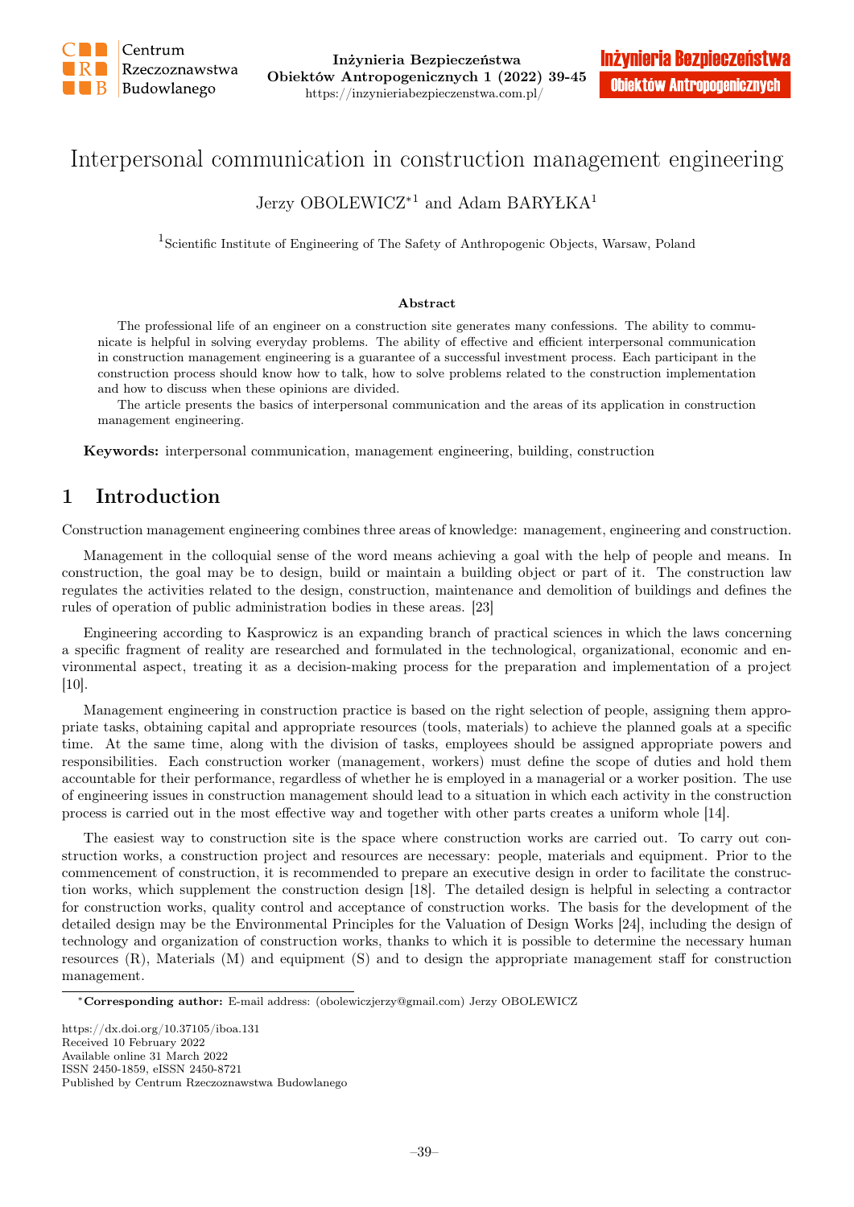# Interpersonal communication in construction management engineering

Jerzy OBOLEWICZ*[1] and Adam BARYŁKA[1]

[1]Scientific Institute of Engineering of The Safety of Anthropogenic Objects, Warsaw, Poland

### Abstract

The professional life of an engineer on a construction site generates many confessions. The ability to communicate is helpful in solving everyday problems. The ability of effective and efficient interpersonal communication in construction management engineering is a guarantee of a successful investment process. Each participant in the construction process should know how to talk, how to solve problems related to the construction implementation and how to discuss when these opinions are divided.

The article presents the basics of interpersonal communication and the areas of its application in construction management engineering.

**Keywords:** interpersonal communication, management engineering, building, construction

## 1 Introduction

Construction management engineering combines three areas of knowledge: management, engineering and construction.

Management in the colloquial sense of the word means achieving a goal with the help of people and means. In construction, the goal may be to design, build or maintain a building object or part of it. The construction law regulates the activities related to the design, construction, maintenance and demolition of buildings and defines the rules of operation of public administration bodies in these areas. [23]

Engineering according to Kasprowicz is an expanding branch of practical sciences in which the laws concerning a specific fragment of reality are researched and formulated in the technological, organizational, economic and environmental aspect, treating it as a decision-making process for the preparation and implementation of a project [10].

Management engineering in construction practice is based on the right selection of people, assigning them appropriate tasks, obtaining capital and appropriate resources (tools, materials) to achieve the planned goals at a specific time. At the same time, along with the division of tasks, employees should be assigned appropriate powers and responsibilities. Each construction worker (management, workers) must define the scope of duties and hold them accountable for their performance, regardless of whether he is employed in a managerial or a worker position. The use of engineering issues in construction management should lead to a situation in which each activity in the construction process is carried out in the most effective way and together with other parts creates a uniform whole [14].

The easiest way to construction site is the space where construction works are carried out. To carry out construction works, a construction project and resources are necessary: people, materials and equipment. Prior to the commencement of construction, it is recommended to prepare an executive design in order to facilitate the construction works, which supplement the construction design [18]. The detailed design is helpful in selecting a contractor for construction works, quality control and acceptance of construction works. The basis for the development of the detailed design may be the Environmental Principles for the Valuation of Design Works [24], including the design of technology and organization of construction works, thanks to which it is possible to determine the necessary human resources (R), Materials (M) and equipment (S) and to design the appropriate management staff for construction management.

*Corresponding author: E-mail address: (obolewiczjerzy@gmail.com) Jerzy OBOLEWICZ

https://dx.doi.org/10.37105/iboa.131
Received 10 February 2022
Available online 31 March 2022
ISSN 2450-1859, eISSN 2450-8721
Published by Centrum Rzeczoznawstwa Budowlanego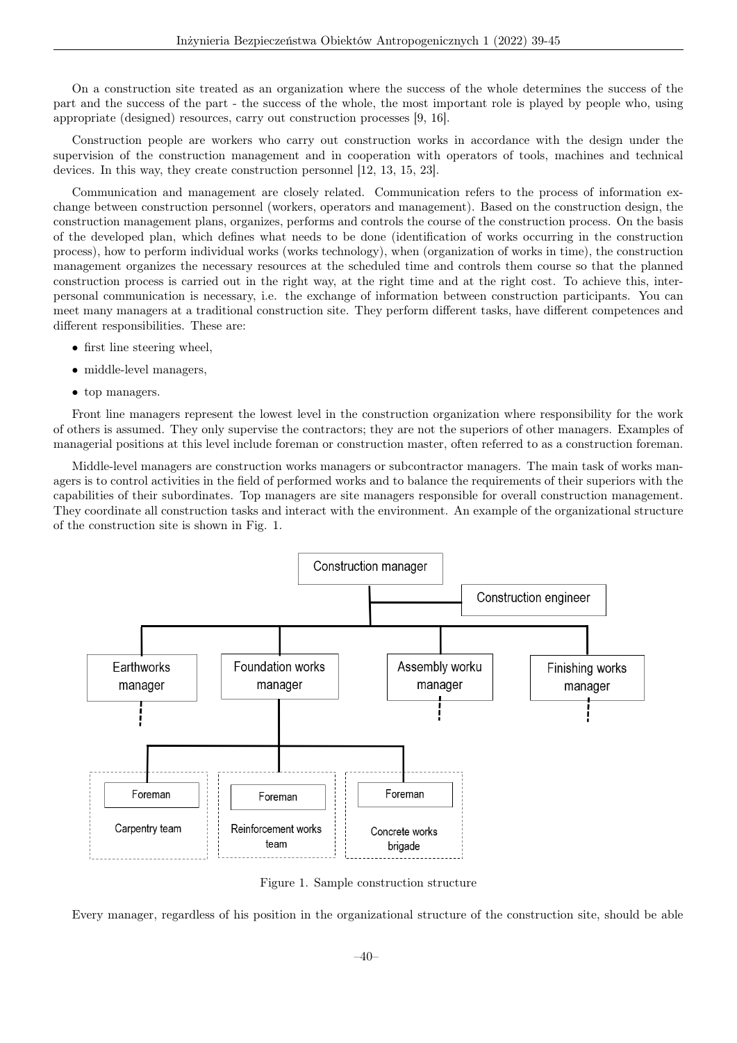On a construction site treated as an organization where the success of the whole determines the success of the part and the success of the part - the success of the whole, the most important role is played by people who, using appropriate (designed) resources, carry out construction processes [9, 16].

Construction people are workers who carry out construction works in accordance with the design under the supervision of the construction management and in cooperation with operators of tools, machines and technical devices. In this way, they create construction personnel [12, 13, 15, 23].

Communication and management are closely related. Communication refers to the process of information exchange between construction personnel (workers, operators and management). Based on the construction design, the construction management plans, organizes, performs and controls the course of the construction process. On the basis of the developed plan, which defines what needs to be done (identification of works occurring in the construction process), how to perform individual works (works technology), when (organization of works in time), the construction management organizes the necessary resources at the scheduled time and controls them course so that the planned construction process is carried out in the right way, at the right time and at the right cost. To achieve this, interpersonal communication is necessary, i.e. the exchange of information between construction participants. You can meet many managers at a traditional construction site. They perform different tasks, have different competences and different responsibilities. These are:

- first line steering wheel,
- middle-level managers,
- top managers.

Front line managers represent the lowest level in the construction organization where responsibility for the work of others is assumed. They only supervise the contractors; they are not the superiors of other managers. Examples of managerial positions at this level include foreman or construction master, often referred to as a construction foreman.

Middle-level managers are construction works managers or subcontractor managers. The main task of works managers is to control activities in the field of performed works and to balance the requirements of their superiors with the capabilities of their subordinates. Top managers are site managers responsible for overall construction management. They coordinate all construction tasks and interact with the environment. An example of the organizational structure of the construction site is shown in Fig. 1.

Construction manager

Construction engineer

Earthworks manager | Foundation works manager | Assembly worku manager | Finishing works manager

Foreman – Carpentry team | Foreman – Reinforcement works team | Foreman – Concrete works brigade

Figure 1. Sample construction structure

Every manager, regardless of his position in the organizational structure of the construction site, should be able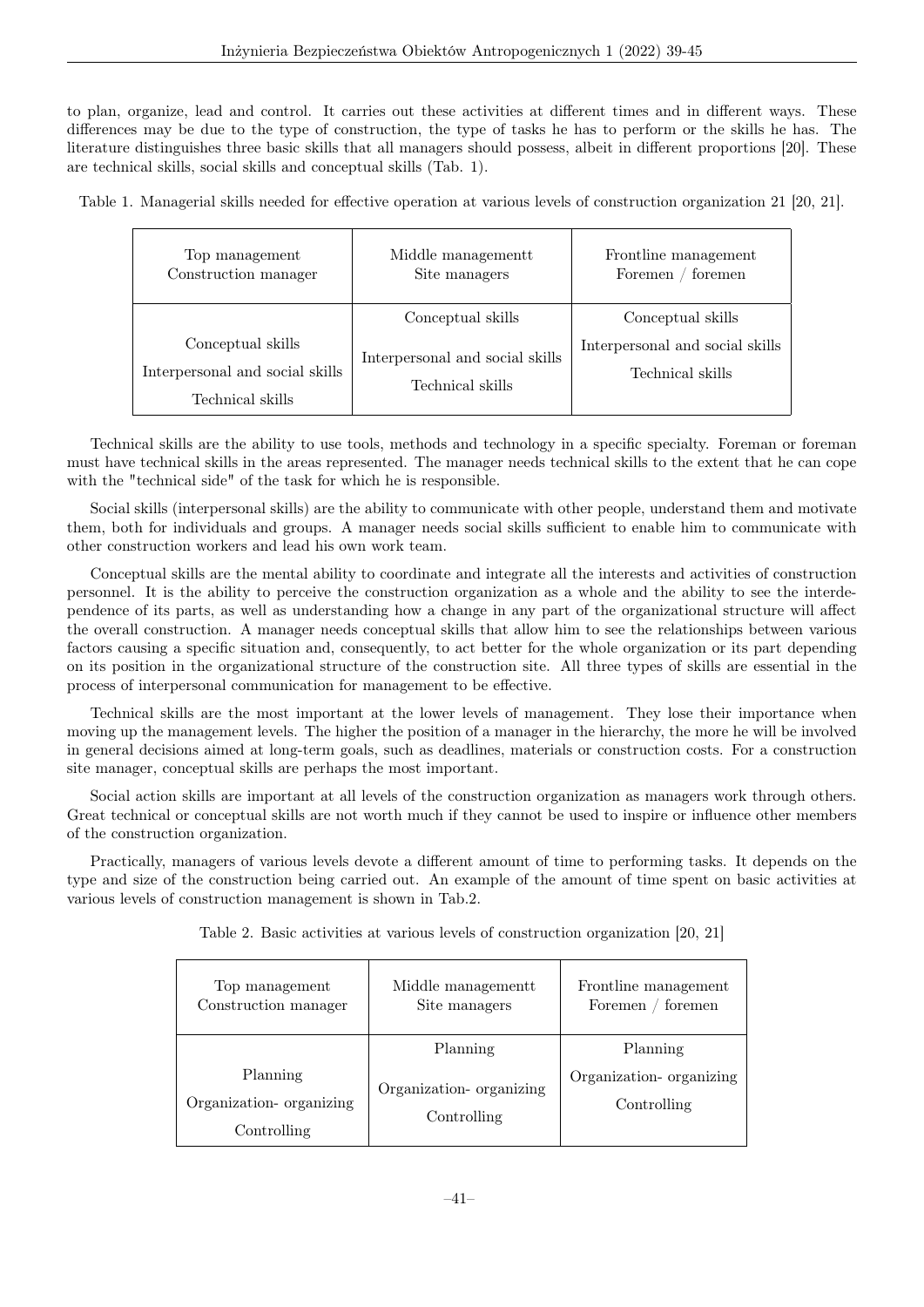to plan, organize, lead and control. It carries out these activities at different times and in different ways. These differences may be due to the type of construction, the type of tasks he has to perform or the skills he has. The literature distinguishes three basic skills that all managers should possess, albeit in different proportions [20]. These are technical skills, social skills and conceptual skills (Tab. 1).

Table 1. Managerial skills needed for effective operation at various levels of construction organization 21 [20, 21].

| Top management<br>Construction manager | Middle managementt<br>Site managers | Frontline management<br>Foremen / foremen |
|---|---|---|
| Conceptual skills<br>Interpersonal and social skills<br>Technical skills | Conceptual skills<br>Interpersonal and social skills<br>Technical skills | Conceptual skills<br>Interpersonal and social skills<br>Technical skills |

Technical skills are the ability to use tools, methods and technology in a specific specialty. Foreman or foreman must have technical skills in the areas represented. The manager needs technical skills to the extent that he can cope with the "technical side" of the task for which he is responsible.

Social skills (interpersonal skills) are the ability to communicate with other people, understand them and motivate them, both for individuals and groups. A manager needs social skills sufficient to enable him to communicate with other construction workers and lead his own work team.

Conceptual skills are the mental ability to coordinate and integrate all the interests and activities of construction personnel. It is the ability to perceive the construction organization as a whole and the ability to see the interdependence of its parts, as well as understanding how a change in any part of the organizational structure will affect the overall construction. A manager needs conceptual skills that allow him to see the relationships between various factors causing a specific situation and, consequently, to act better for the whole organization or its part depending on its position in the organizational structure of the construction site. All three types of skills are essential in the process of interpersonal communication for management to be effective.

Technical skills are the most important at the lower levels of management. They lose their importance when moving up the management levels. The higher the position of a manager in the hierarchy, the more he will be involved in general decisions aimed at long-term goals, such as deadlines, materials or construction costs. For a construction site manager, conceptual skills are perhaps the most important.

Social action skills are important at all levels of the construction organization as managers work through others. Great technical or conceptual skills are not worth much if they cannot be used to inspire or influence other members of the construction organization.

Practically, managers of various levels devote a different amount of time to performing tasks. It depends on the type and size of the construction being carried out. An example of the amount of time spent on basic activities at various levels of construction management is shown in Tab.2.

Table 2. Basic activities at various levels of construction organization [20, 21]

| Top management<br>Construction manager | Middle managementt<br>Site managers | Frontline management<br>Foremen / foremen |
|---|---|---|
| Planning<br>Organization- organizing<br>Controlling | Planning<br>Organization- organizing<br>Controlling | Planning<br>Organization- organizing<br>Controlling |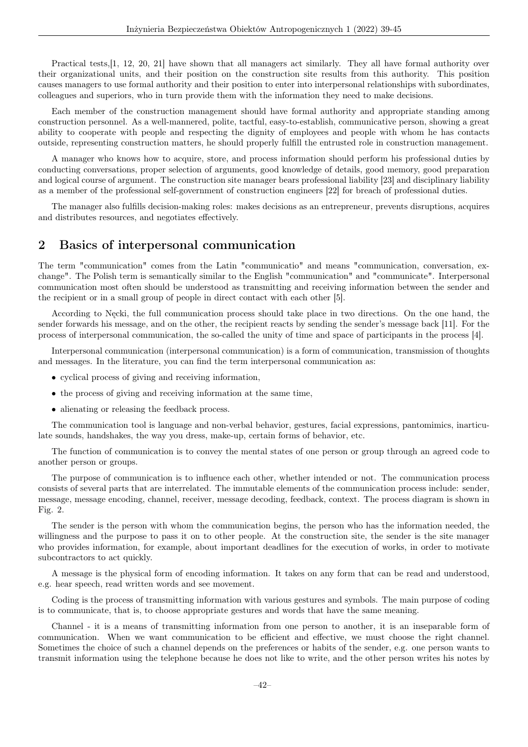Practical tests,[1, 12, 20, 21] have shown that all managers act similarly. They all have formal authority over their organizational units, and their position on the construction site results from this authority. This position causes managers to use formal authority and their position to enter into interpersonal relationships with subordinates, colleagues and superiors, who in turn provide them with the information they need to make decisions.

Each member of the construction management should have formal authority and appropriate standing among construction personnel. As a well-mannered, polite, tactful, easy-to-establish, communicative person, showing a great ability to cooperate with people and respecting the dignity of employees and people with whom he has contacts outside, representing construction matters, he should properly fulfill the entrusted role in construction management.

A manager who knows how to acquire, store, and process information should perform his professional duties by conducting conversations, proper selection of arguments, good knowledge of details, good memory, good preparation and logical course of argument. The construction site manager bears professional liability [23] and disciplinary liability as a member of the professional self-government of construction engineers [22] for breach of professional duties.

The manager also fulfills decision-making roles: makes decisions as an entrepreneur, prevents disruptions, acquires and distributes resources, and negotiates effectively.

## 2 Basics of interpersonal communication

The term "communication" comes from the Latin "communicatio" and means "communication, conversation, exchange". The Polish term is semantically similar to the English "communication" and "communicate". Interpersonal communication most often should be understood as transmitting and receiving information between the sender and the recipient or in a small group of people in direct contact with each other [5].

According to Nęcki, the full communication process should take place in two directions. On the one hand, the sender forwards his message, and on the other, the recipient reacts by sending the sender's message back [11]. For the process of interpersonal communication, the so-called the unity of time and space of participants in the process [4].

Interpersonal communication (interpersonal communication) is a form of communication, transmission of thoughts and messages. In the literature, you can find the term interpersonal communication as:

- cyclical process of giving and receiving information,
- the process of giving and receiving information at the same time,
- alienating or releasing the feedback process.

The communication tool is language and non-verbal behavior, gestures, facial expressions, pantomimics, inarticulate sounds, handshakes, the way you dress, make-up, certain forms of behavior, etc.

The function of communication is to convey the mental states of one person or group through an agreed code to another person or groups.

The purpose of communication is to influence each other, whether intended or not. The communication process consists of several parts that are interrelated. The immutable elements of the communication process include: sender, message, message encoding, channel, receiver, message decoding, feedback, context. The process diagram is shown in Fig. 2.

The sender is the person with whom the communication begins, the person who has the information needed, the willingness and the purpose to pass it on to other people. At the construction site, the sender is the site manager who provides information, for example, about important deadlines for the execution of works, in order to motivate subcontractors to act quickly.

A message is the physical form of encoding information. It takes on any form that can be read and understood, e.g. hear speech, read written words and see movement.

Coding is the process of transmitting information with various gestures and symbols. The main purpose of coding is to communicate, that is, to choose appropriate gestures and words that have the same meaning.

Channel - it is a means of transmitting information from one person to another, it is an inseparable form of communication. When we want communication to be efficient and effective, we must choose the right channel. Sometimes the choice of such a channel depends on the preferences or habits of the sender, e.g. one person wants to transmit information using the telephone because he does not like to write, and the other person writes his notes by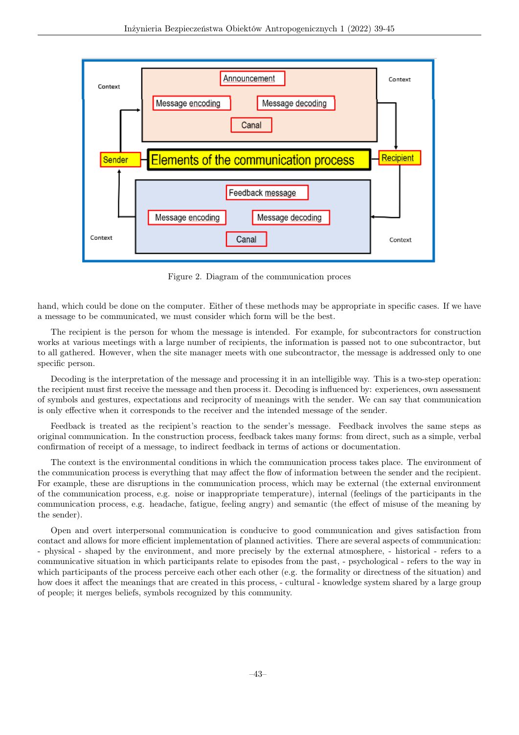Figure 2. Diagram of the communication proces

hand, which could be done on the computer. Either of these methods may be appropriate in specific cases. If we have a message to be communicated, we must consider which form will be the best.

The recipient is the person for whom the message is intended. For example, for subcontractors for construction works at various meetings with a large number of recipients, the information is passed not to one subcontractor, but to all gathered. However, when the site manager meets with one subcontractor, the message is addressed only to one specific person.

Decoding is the interpretation of the message and processing it in an intelligible way. This is a two-step operation: the recipient must first receive the message and then process it. Decoding is influenced by: experiences, own assessment of symbols and gestures, expectations and reciprocity of meanings with the sender. We can say that communication is only effective when it corresponds to the receiver and the intended message of the sender.

Feedback is treated as the recipient's reaction to the sender's message. Feedback involves the same steps as original communication. In the construction process, feedback takes many forms: from direct, such as a simple, verbal confirmation of receipt of a message, to indirect feedback in terms of actions or documentation.

The context is the environmental conditions in which the communication process takes place. The environment of the communication process is everything that may affect the flow of information between the sender and the recipient. For example, these are disruptions in the communication process, which may be external (the external environment of the communication process, e.g. noise or inappropriate temperature), internal (feelings of the participants in the communication process, e.g. headache, fatigue, feeling angry) and semantic (the effect of misuse of the meaning by the sender).

Open and overt interpersonal communication is conducive to good communication and gives satisfaction from contact and allows for more efficient implementation of planned activities. There are several aspects of communication: - physical - shaped by the environment, and more precisely by the external atmosphere, - historical - refers to a communicative situation in which participants relate to episodes from the past, - psychological - refers to the way in which participants of the process perceive each other each other (e.g. the formality or directness of the situation) and how does it affect the meanings that are created in this process, - cultural - knowledge system shared by a large group of people; it merges beliefs, symbols recognized by this community.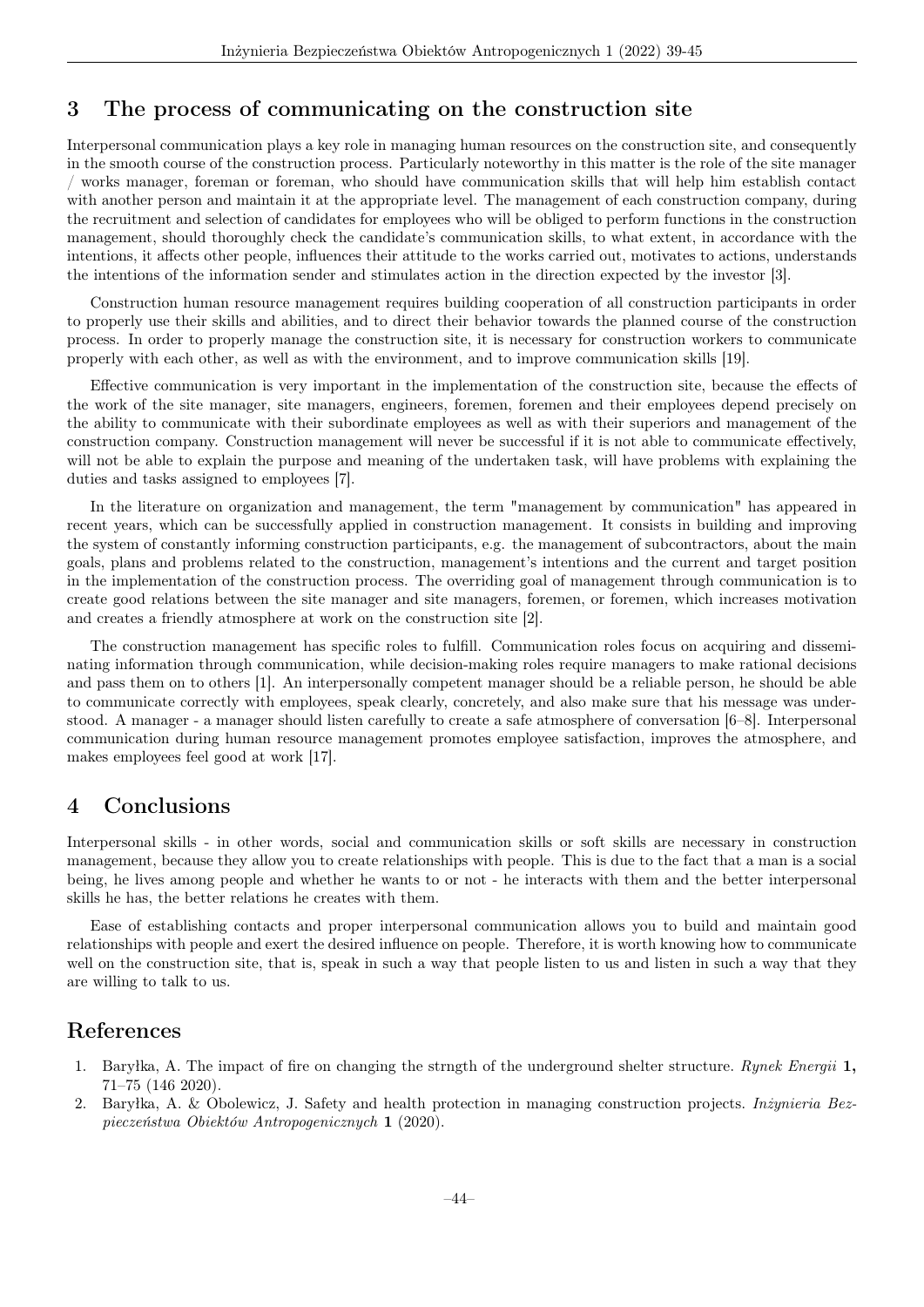## 3 The process of communicating on the construction site

Interpersonal communication plays a key role in managing human resources on the construction site, and consequently in the smooth course of the construction process. Particularly noteworthy in this matter is the role of the site manager / works manager, foreman or foreman, who should have communication skills that will help him establish contact with another person and maintain it at the appropriate level. The management of each construction company, during the recruitment and selection of candidates for employees who will be obliged to perform functions in the construction management, should thoroughly check the candidate's communication skills, to what extent, in accordance with the intentions, it affects other people, influences their attitude to the works carried out, motivates to actions, understands the intentions of the information sender and stimulates action in the direction expected by the investor [3].

Construction human resource management requires building cooperation of all construction participants in order to properly use their skills and abilities, and to direct their behavior towards the planned course of the construction process. In order to properly manage the construction site, it is necessary for construction workers to communicate properly with each other, as well as with the environment, and to improve communication skills [19].

Effective communication is very important in the implementation of the construction site, because the effects of the work of the site manager, site managers, engineers, foremen, foremen and their employees depend precisely on the ability to communicate with their subordinate employees as well as with their superiors and management of the construction company. Construction management will never be successful if it is not able to communicate effectively, will not be able to explain the purpose and meaning of the undertaken task, will have problems with explaining the duties and tasks assigned to employees [7].

In the literature on organization and management, the term "management by communication" has appeared in recent years, which can be successfully applied in construction management. It consists in building and improving the system of constantly informing construction participants, e.g. the management of subcontractors, about the main goals, plans and problems related to the construction, management's intentions and the current and target position in the implementation of the construction process. The overriding goal of management through communication is to create good relations between the site manager and site managers, foremen, or foremen, which increases motivation and creates a friendly atmosphere at work on the construction site [2].

The construction management has specific roles to fulfill. Communication roles focus on acquiring and disseminating information through communication, while decision-making roles require managers to make rational decisions and pass them on to others [1]. An interpersonally competent manager should be a reliable person, he should be able to communicate correctly with employees, speak clearly, concretely, and also make sure that his message was understood. A manager - a manager should listen carefully to create a safe atmosphere of conversation [6–8]. Interpersonal communication during human resource management promotes employee satisfaction, improves the atmosphere, and makes employees feel good at work [17].

## 4 Conclusions

Interpersonal skills - in other words, social and communication skills or soft skills are necessary in construction management, because they allow you to create relationships with people. This is due to the fact that a man is a social being, he lives among people and whether he wants to or not - he interacts with them and the better interpersonal skills he has, the better relations he creates with them.

Ease of establishing contacts and proper interpersonal communication allows you to build and maintain good relationships with people and exert the desired influence on people. Therefore, it is worth knowing how to communicate well on the construction site, that is, speak in such a way that people listen to us and listen in such a way that they are willing to talk to us.

## References

1. Baryłka, A. The impact of fire on changing the strngth of the underground shelter structure. *Rynek Energii* **1,** 71–75 (146 2020).
2. Baryłka, A. & Obolewicz, J. Safety and health protection in managing construction projects. *Inżynieria Bezpieczeństwa Obiektów Antropogenicznych* **1** (2020).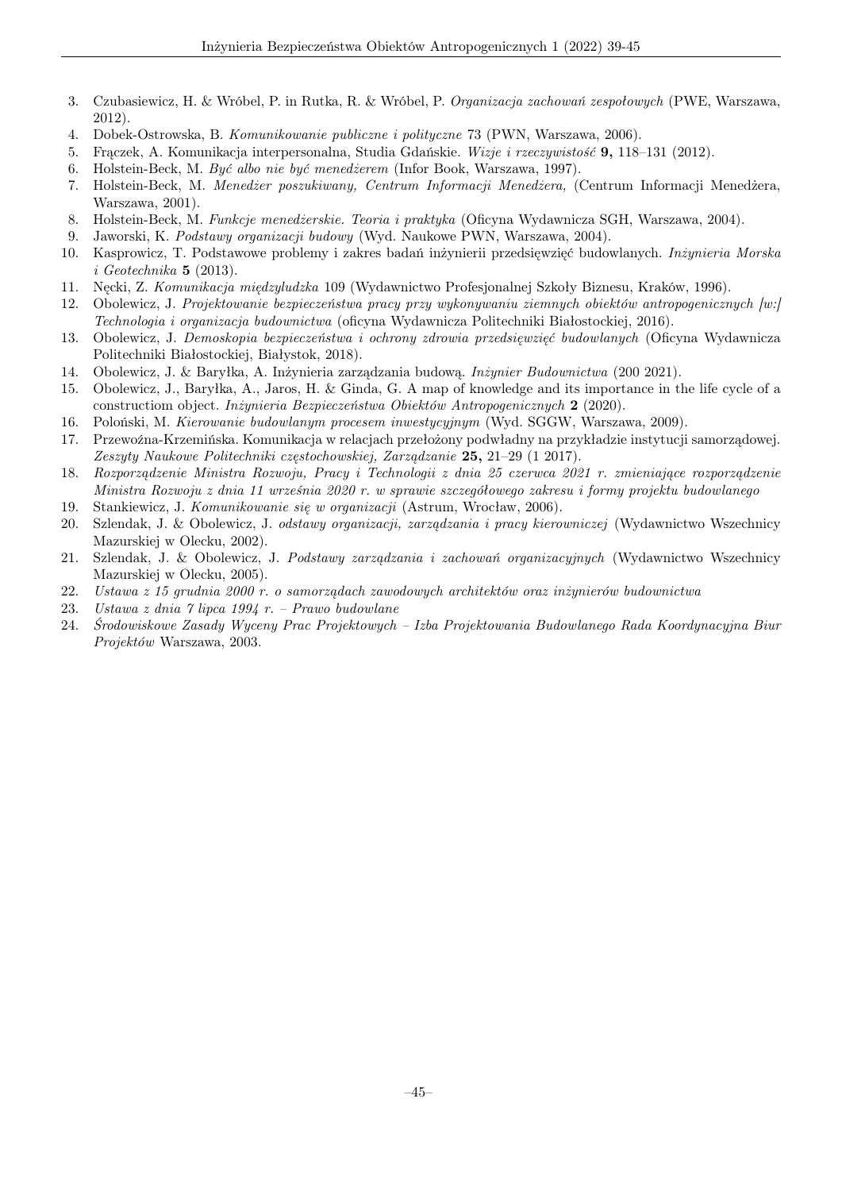3. Czubasiewicz, H. & Wróbel, P. in Rutka, R. & Wróbel, P. *Organizacja zachowań zespołowych* (PWE, Warszawa, 2012).
4. Dobek-Ostrowska, B. *Komunikowanie publiczne i polityczne* 73 (PWN, Warszawa, 2006).
5. Frączek, A. Komunikacja interpersonalna, Studia Gdańskie. *Wizje i rzeczywistość* **9,** 118–131 (2012).
6. Holstein-Beck, M. *Być albo nie być menedżerem* (Infor Book, Warszawa, 1997).
7. Holstein-Beck, M. *Menedżer poszukiwany, Centrum Informacji Menedżera,* (Centrum Informacji Menedżera, Warszawa, 2001).
8. Holstein-Beck, M. *Funkcje menedżerskie. Teoria i praktyka* (Oficyna Wydawnicza SGH, Warszawa, 2004).
9. Jaworski, K. *Podstawy organizacji budowy* (Wyd. Naukowe PWN, Warszawa, 2004).
10. Kasprowicz, T. Podstawowe problemy i zakres badań inżynierii przedsięwzięć budowlanych. *Inżynieria Morska i Geotechnika* **5** (2013).
11. Nęcki, Z. *Komunikacja międzyludzka* 109 (Wydawnictwo Profesjonalnej Szkoły Biznesu, Kraków, 1996).
12. Obolewicz, J. *Projektowanie bezpieczeństwa pracy przy wykonywaniu ziemnych obiektów antropogenicznych [w:] Technologia i organizacja budownictwa* (oficyna Wydawnicza Politechniki Białostockiej, 2016).
13. Obolewicz, J. *Demoskopia bezpieczeństwa i ochrony zdrowia przedsięwzięć budowlanych* (Oficyna Wydawnicza Politechniki Białostockiej, Białystok, 2018).
14. Obolewicz, J. & Baryłka, A. Inżynieria zarządzania budową. *Inżynier Budownictwa* (200 2021).
15. Obolewicz, J., Baryłka, A., Jaros, H. & Ginda, G. A map of knowledge and its importance in the life cycle of a constructiom object. *Inżynieria Bezpieczeństwa Obiektów Antropogenicznych* **2** (2020).
16. Połoński, M. *Kierowanie budowlanym procesem inwestycyjnym* (Wyd. SGGW, Warszawa, 2009).
17. Przewoźna-Krzemińska. Komunikacja w relacjach przełożony podwładny na przykładzie instytucji samorządowej. *Zeszyty Naukowe Politechniki częstochowskiej, Zarządzanie* **25,** 21–29 (1 2017).
18. *Rozporządzenie Ministra Rozwoju, Pracy i Technologii z dnia 25 czerwca 2021 r. zmieniające rozporządzenie Ministra Rozwoju z dnia 11 września 2020 r. w sprawie szczegółowego zakresu i formy projektu budowlanego*
19. Stankiewicz, J. *Komunikowanie się w organizacji* (Astrum, Wrocław, 2006).
20. Szlendak, J. & Obolewicz, J. *odstawy organizacji, zarządzania i pracy kierowniczej* (Wydawnictwo Wszechnicy Mazurskiej w Olecku, 2002).
21. Szlendak, J. & Obolewicz, J. *Podstawy zarządzania i zachowań organizacyjnych* (Wydawnictwo Wszechnicy Mazurskiej w Olecku, 2005).
22. *Ustawa z 15 grudnia 2000 r. o samorządach zawodowych architektów oraz inżynierów budownictwa*
23. *Ustawa z dnia 7 lipca 1994 r. – Prawo budowlane*
24. *Środowiskowe Zasady Wyceny Prac Projektowych – Izba Projektowania Budowlanego Rada Koordynacyjna Biur Projektów* Warszawa, 2003.